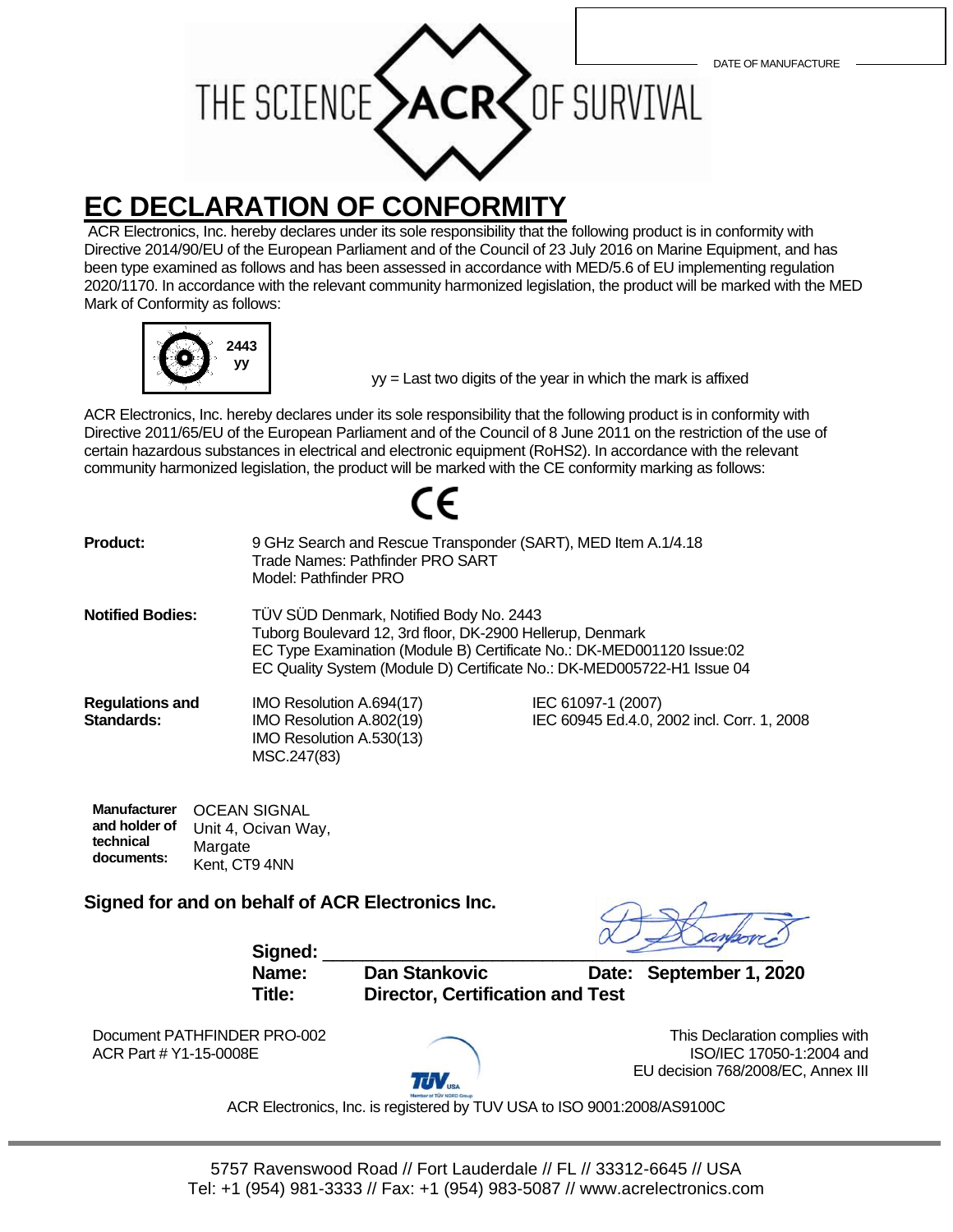DATE OF MANUFACTURE

THE SCIENCE ACR OF SURVIVAL

# EC DECLARATION OF CONFORMITY

ACR Electronics, Inc. hereby declares under its sole responsibility that the following product is in conformity with Directive 2014/90/EU of the European Parliament and of the Council of 23 July 2016 on Marine Equipment, and has been type examined as follows and has been assessed in accordance with MED/5.6 of EU implementing regulation 2020/1170. In accordance with the relevant community harmonized legislation, the product will be marked with the MED Mark of Conformity as follows:

**2443**
**yy**

yy = Last two digits of the year in which the mark is affixed

ACR Electronics, Inc. hereby declares under its sole responsibility that the following product is in conformity with Directive 2011/65/EU of the European Parliament and of the Council of 8 June 2011 on the restriction of the use of certain hazardous substances in electrical and electronic equipment (RoHS2). In accordance with the relevant community harmonized legislation, the product will be marked with the CE conformity marking as follows:

CE

**Product:** 9 GHz Search and Rescue Transponder (SART), MED Item A.1/4.18
Trade Names: Pathfinder PRO SART
Model: Pathfinder PRO

**Notified Bodies:** TÜV SÜD Denmark, Notified Body No. 2443
Tuborg Boulevard 12, 3rd floor, DK-2900 Hellerup, Denmark
EC Type Examination (Module B) Certificate No.: DK-MED001120 Issue:02
EC Quality System (Module D) Certificate No.: DK-MED005722-H1 Issue 04

**Regulations and Standards:**
IMO Resolution A.694(17)
IMO Resolution A.802(19)
IMO Resolution A.530(13)
MSC.247(83)
IEC 61097-1 (2007)
IEC 60945 Ed.4.0, 2002 incl. Corr. 1, 2008

**Manufacturer and holder of technical documents:** OCEAN SIGNAL
Unit 4, Ocivan Way,
Margate
Kent, CT9 4NN

**Signed for and on behalf of ACR Electronics Inc.**

**Signed:** ______________________________

**Name:** **Dan Stankovic** **Date: September 1, 2020**

**Title:** **Director, Certification and Test**

Document PATHFINDER PRO-002
ACR Part # Y1-15-0008E

This Declaration complies with ISO/IEC 17050-1:2004 and EU decision 768/2008/EC, Annex III

ACR Electronics, Inc. is registered by TUV USA to ISO 9001:2008/AS9100C

5757 Ravenswood Road // Fort Lauderdale // FL // 33312-6645 // USA
Tel: +1 (954) 981-3333 // Fax: +1 (954) 983-5087 // www.acrelectronics.com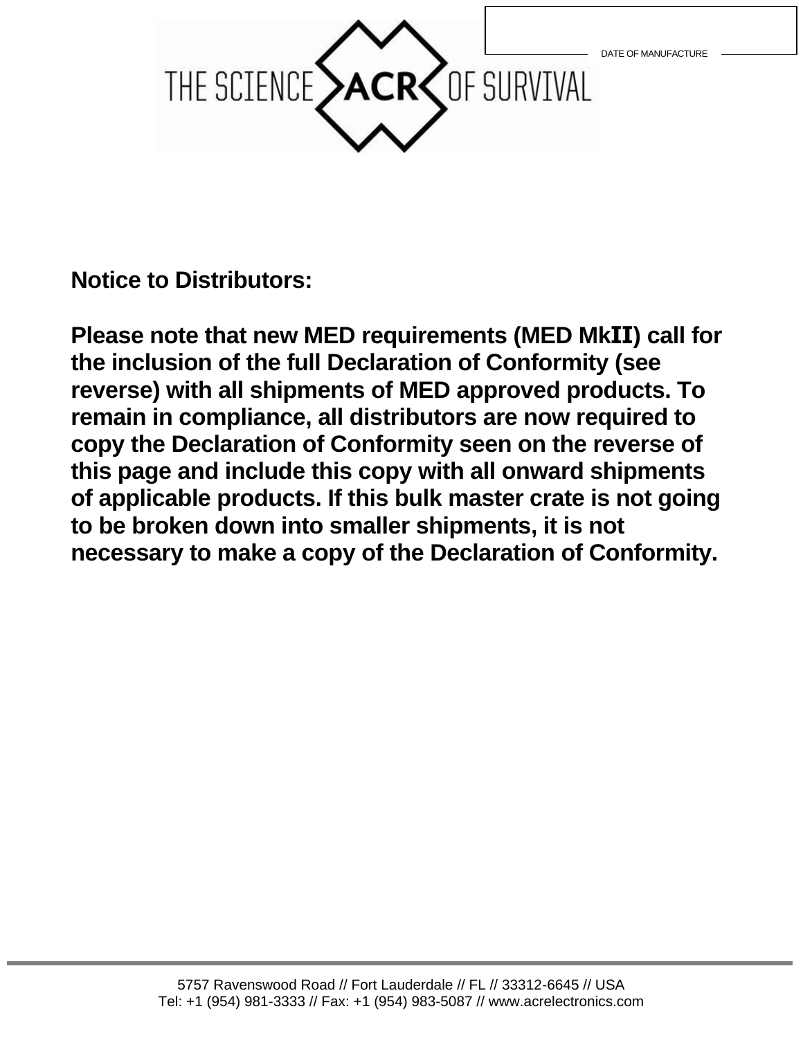THE SCIENCE ACR OF SURVIVAL

DATE OF MANUFACTURE

**Notice to Distributors:**

**Please note that new MED requirements (MED MkII) call for the inclusion of the full Declaration of Conformity (see reverse) with all shipments of MED approved products. To remain in compliance, all distributors are now required to copy the Declaration of Conformity seen on the reverse of this page and include this copy with all onward shipments of applicable products. If this bulk master crate is not going to be broken down into smaller shipments, it is not necessary to make a copy of the Declaration of Conformity.**

5757 Ravenswood Road // Fort Lauderdale // FL // 33312-6645 // USA
Tel: +1 (954) 981-3333 // Fax: +1 (954) 983-5087 // www.acrelectronics.com